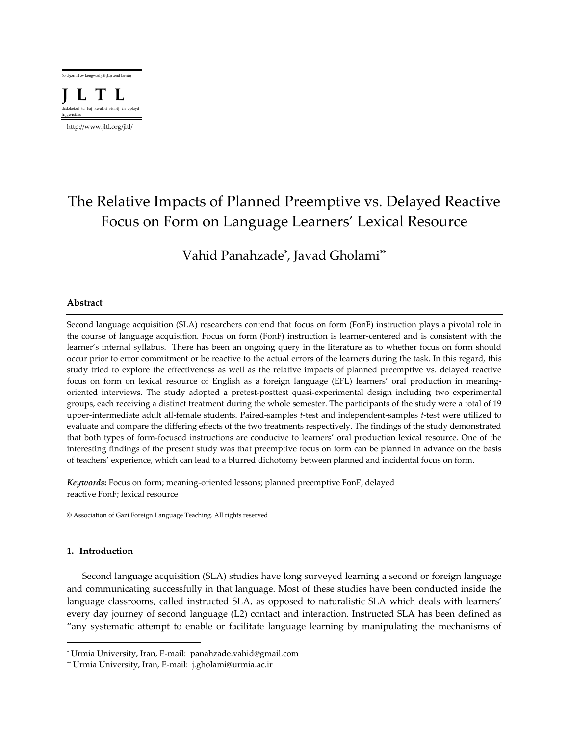ðə dʒɜrnəl əv læŋgwədʒ tiːtʃɪŋ ænd lɜrnɪŋ

**J L T L**

dɛdəketəd tu haj kwɑləti risɜrtʃ ɪn əplayd lɪŋgwɪstɪks

http://www.jltl.org/jltl/

# The Relative Impacts of Planned Preemptive vs. Delayed Reactive Focus on Form on Language Learners' Lexical Resource

Vahid Panahzade[*], Javad Gholami[**]

## Abstract

Second language acquisition (SLA) researchers contend that focus on form (FonF) instruction plays a pivotal role in the course of language acquisition. Focus on form (FonF) instruction is learner-centered and is consistent with the learner's internal syllabus. There has been an ongoing query in the literature as to whether focus on form should occur prior to error commitment or be reactive to the actual errors of the learners during the task. In this regard, this study tried to explore the effectiveness as well as the relative impacts of planned preemptive vs. delayed reactive focus on form on lexical resource of English as a foreign language (EFL) learners' oral production in meaning-oriented interviews. The study adopted a pretest-posttest quasi-experimental design including two experimental groups, each receiving a distinct treatment during the whole semester. The participants of the study were a total of 19 upper-intermediate adult all-female students. Paired-samples *t*-test and independent-samples *t*-test were utilized to evaluate and compare the differing effects of the two treatments respectively. The findings of the study demonstrated that both types of form-focused instructions are conducive to learners' oral production lexical resource. One of the interesting findings of the present study was that preemptive focus on form can be planned in advance on the basis of teachers' experience, which can lead to a blurred dichotomy between planned and incidental focus on form.

***Keywords*:** Focus on form; meaning-oriented lessons; planned preemptive FonF; delayed reactive FonF; lexical resource

© Association of Gazi Foreign Language Teaching. All rights reserved

## 1. Introduction

Second language acquisition (SLA) studies have long surveyed learning a second or foreign language and communicating successfully in that language. Most of these studies have been conducted inside the language classrooms, called instructed SLA, as opposed to naturalistic SLA which deals with learners' every day journey of second language (L2) contact and interaction. Instructed SLA has been defined as "any systematic attempt to enable or facilitate language learning by manipulating the mechanisms of

---

[*] Urmia University, Iran, E-mail: panahzade.vahid@gmail.com

[**] Urmia University, Iran, E-mail: j.gholami@urmia.ac.ir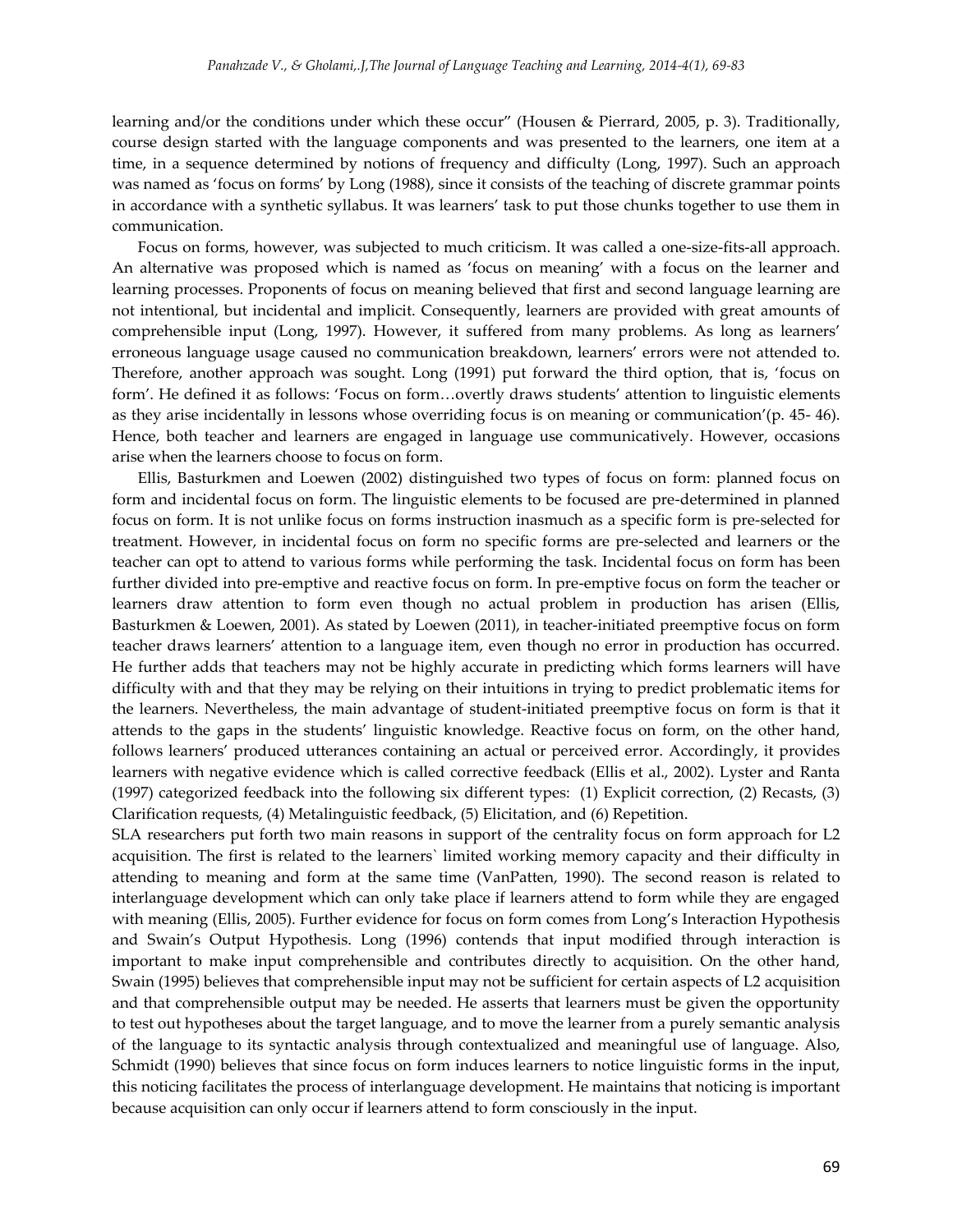learning and/or the conditions under which these occur" (Housen & Pierrard, 2005, p. 3). Traditionally, course design started with the language components and was presented to the learners, one item at a time, in a sequence determined by notions of frequency and difficulty (Long, 1997). Such an approach was named as 'focus on forms' by Long (1988), since it consists of the teaching of discrete grammar points in accordance with a synthetic syllabus. It was learners' task to put those chunks together to use them in communication.

Focus on forms, however, was subjected to much criticism. It was called a one-size-fits-all approach. An alternative was proposed which is named as 'focus on meaning' with a focus on the learner and learning processes. Proponents of focus on meaning believed that first and second language learning are not intentional, but incidental and implicit. Consequently, learners are provided with great amounts of comprehensible input (Long, 1997). However, it suffered from many problems. As long as learners' erroneous language usage caused no communication breakdown, learners' errors were not attended to. Therefore, another approach was sought. Long (1991) put forward the third option, that is, 'focus on form'. He defined it as follows: 'Focus on form…overtly draws students' attention to linguistic elements as they arise incidentally in lessons whose overriding focus is on meaning or communication'(p. 45- 46). Hence, both teacher and learners are engaged in language use communicatively. However, occasions arise when the learners choose to focus on form.

Ellis, Basturkmen and Loewen (2002) distinguished two types of focus on form: planned focus on form and incidental focus on form. The linguistic elements to be focused are pre-determined in planned focus on form. It is not unlike focus on forms instruction inasmuch as a specific form is pre-selected for treatment. However, in incidental focus on form no specific forms are pre-selected and learners or the teacher can opt to attend to various forms while performing the task. Incidental focus on form has been further divided into pre-emptive and reactive focus on form. In pre-emptive focus on form the teacher or learners draw attention to form even though no actual problem in production has arisen (Ellis, Basturkmen & Loewen, 2001). As stated by Loewen (2011), in teacher-initiated preemptive focus on form teacher draws learners' attention to a language item, even though no error in production has occurred. He further adds that teachers may not be highly accurate in predicting which forms learners will have difficulty with and that they may be relying on their intuitions in trying to predict problematic items for the learners. Nevertheless, the main advantage of student-initiated preemptive focus on form is that it attends to the gaps in the students' linguistic knowledge. Reactive focus on form, on the other hand, follows learners' produced utterances containing an actual or perceived error. Accordingly, it provides learners with negative evidence which is called corrective feedback (Ellis et al., 2002). Lyster and Ranta (1997) categorized feedback into the following six different types: (1) Explicit correction, (2) Recasts, (3) Clarification requests, (4) Metalinguistic feedback, (5) Elicitation, and (6) Repetition.

SLA researchers put forth two main reasons in support of the centrality focus on form approach for L2 acquisition. The first is related to the learners` limited working memory capacity and their difficulty in attending to meaning and form at the same time (VanPatten, 1990). The second reason is related to interlanguage development which can only take place if learners attend to form while they are engaged with meaning (Ellis, 2005). Further evidence for focus on form comes from Long's Interaction Hypothesis and Swain's Output Hypothesis. Long (1996) contends that input modified through interaction is important to make input comprehensible and contributes directly to acquisition. On the other hand, Swain (1995) believes that comprehensible input may not be sufficient for certain aspects of L2 acquisition and that comprehensible output may be needed. He asserts that learners must be given the opportunity to test out hypotheses about the target language, and to move the learner from a purely semantic analysis of the language to its syntactic analysis through contextualized and meaningful use of language. Also, Schmidt (1990) believes that since focus on form induces learners to notice linguistic forms in the input, this noticing facilitates the process of interlanguage development. He maintains that noticing is important because acquisition can only occur if learners attend to form consciously in the input.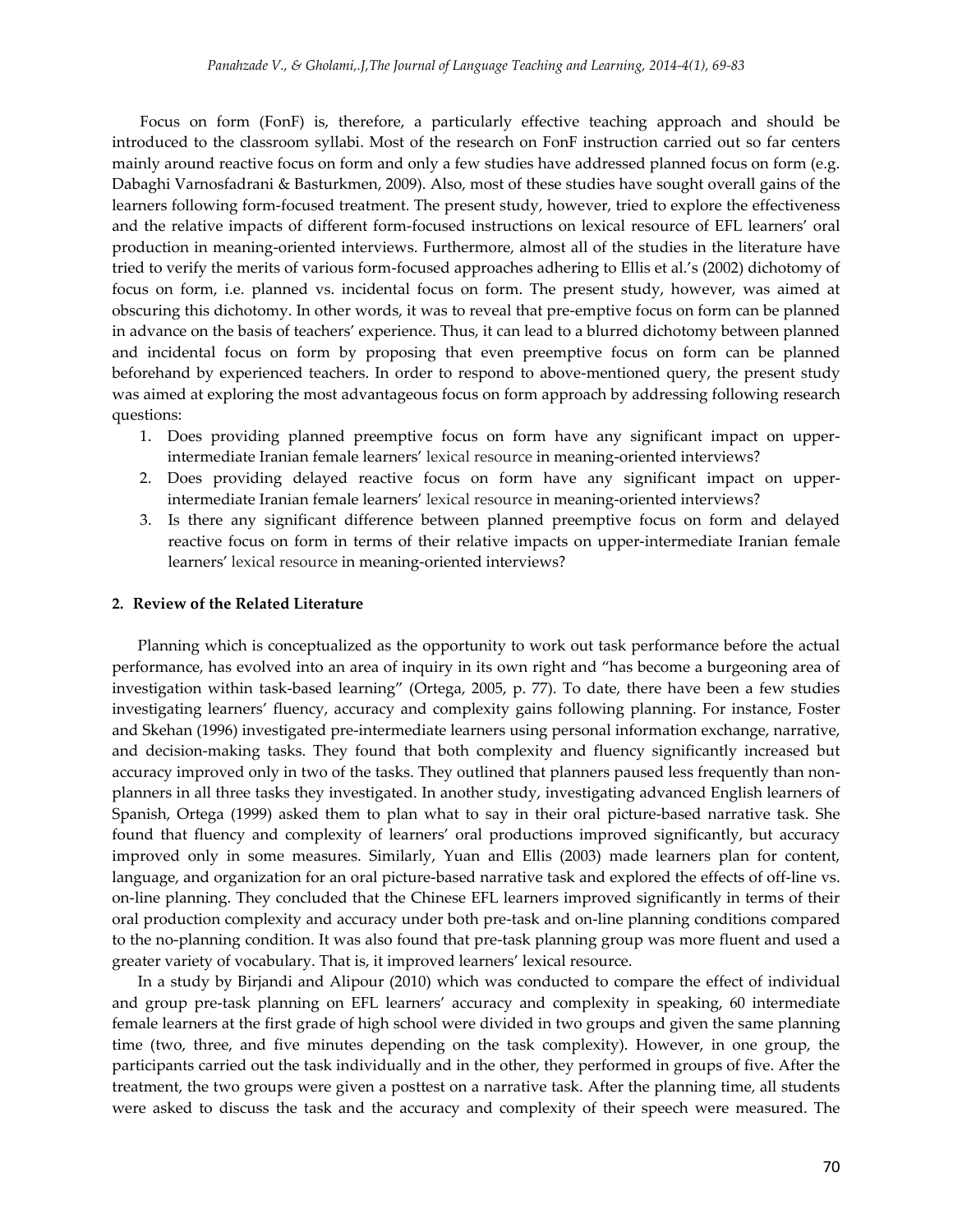Focus on form (FonF) is, therefore, a particularly effective teaching approach and should be introduced to the classroom syllabi. Most of the research on FonF instruction carried out so far centers mainly around reactive focus on form and only a few studies have addressed planned focus on form (e.g. Dabaghi Varnosfadrani & Basturkmen, 2009). Also, most of these studies have sought overall gains of the learners following form-focused treatment. The present study, however, tried to explore the effectiveness and the relative impacts of different form-focused instructions on lexical resource of EFL learners' oral production in meaning-oriented interviews. Furthermore, almost all of the studies in the literature have tried to verify the merits of various form-focused approaches adhering to Ellis et al.'s (2002) dichotomy of focus on form, i.e. planned vs. incidental focus on form. The present study, however, was aimed at obscuring this dichotomy. In other words, it was to reveal that pre-emptive focus on form can be planned in advance on the basis of teachers' experience. Thus, it can lead to a blurred dichotomy between planned and incidental focus on form by proposing that even preemptive focus on form can be planned beforehand by experienced teachers. In order to respond to above-mentioned query, the present study was aimed at exploring the most advantageous focus on form approach by addressing following research questions:

1. Does providing planned preemptive focus on form have any significant impact on upper-intermediate Iranian female learners' lexical resource in meaning-oriented interviews?
2. Does providing delayed reactive focus on form have any significant impact on upper-intermediate Iranian female learners' lexical resource in meaning-oriented interviews?
3. Is there any significant difference between planned preemptive focus on form and delayed reactive focus on form in terms of their relative impacts on upper-intermediate Iranian female learners' lexical resource in meaning-oriented interviews?

## 2. Review of the Related Literature

Planning which is conceptualized as the opportunity to work out task performance before the actual performance, has evolved into an area of inquiry in its own right and "has become a burgeoning area of investigation within task-based learning" (Ortega, 2005, p. 77). To date, there have been a few studies investigating learners' fluency, accuracy and complexity gains following planning. For instance, Foster and Skehan (1996) investigated pre-intermediate learners using personal information exchange, narrative, and decision-making tasks. They found that both complexity and fluency significantly increased but accuracy improved only in two of the tasks. They outlined that planners paused less frequently than non-planners in all three tasks they investigated. In another study, investigating advanced English learners of Spanish, Ortega (1999) asked them to plan what to say in their oral picture-based narrative task. She found that fluency and complexity of learners' oral productions improved significantly, but accuracy improved only in some measures. Similarly, Yuan and Ellis (2003) made learners plan for content, language, and organization for an oral picture-based narrative task and explored the effects of off-line vs. on-line planning. They concluded that the Chinese EFL learners improved significantly in terms of their oral production complexity and accuracy under both pre-task and on-line planning conditions compared to the no-planning condition. It was also found that pre-task planning group was more fluent and used a greater variety of vocabulary. That is, it improved learners' lexical resource.

In a study by Birjandi and Alipour (2010) which was conducted to compare the effect of individual and group pre-task planning on EFL learners' accuracy and complexity in speaking, 60 intermediate female learners at the first grade of high school were divided in two groups and given the same planning time (two, three, and five minutes depending on the task complexity). However, in one group, the participants carried out the task individually and in the other, they performed in groups of five. After the treatment, the two groups were given a posttest on a narrative task. After the planning time, all students were asked to discuss the task and the accuracy and complexity of their speech were measured. The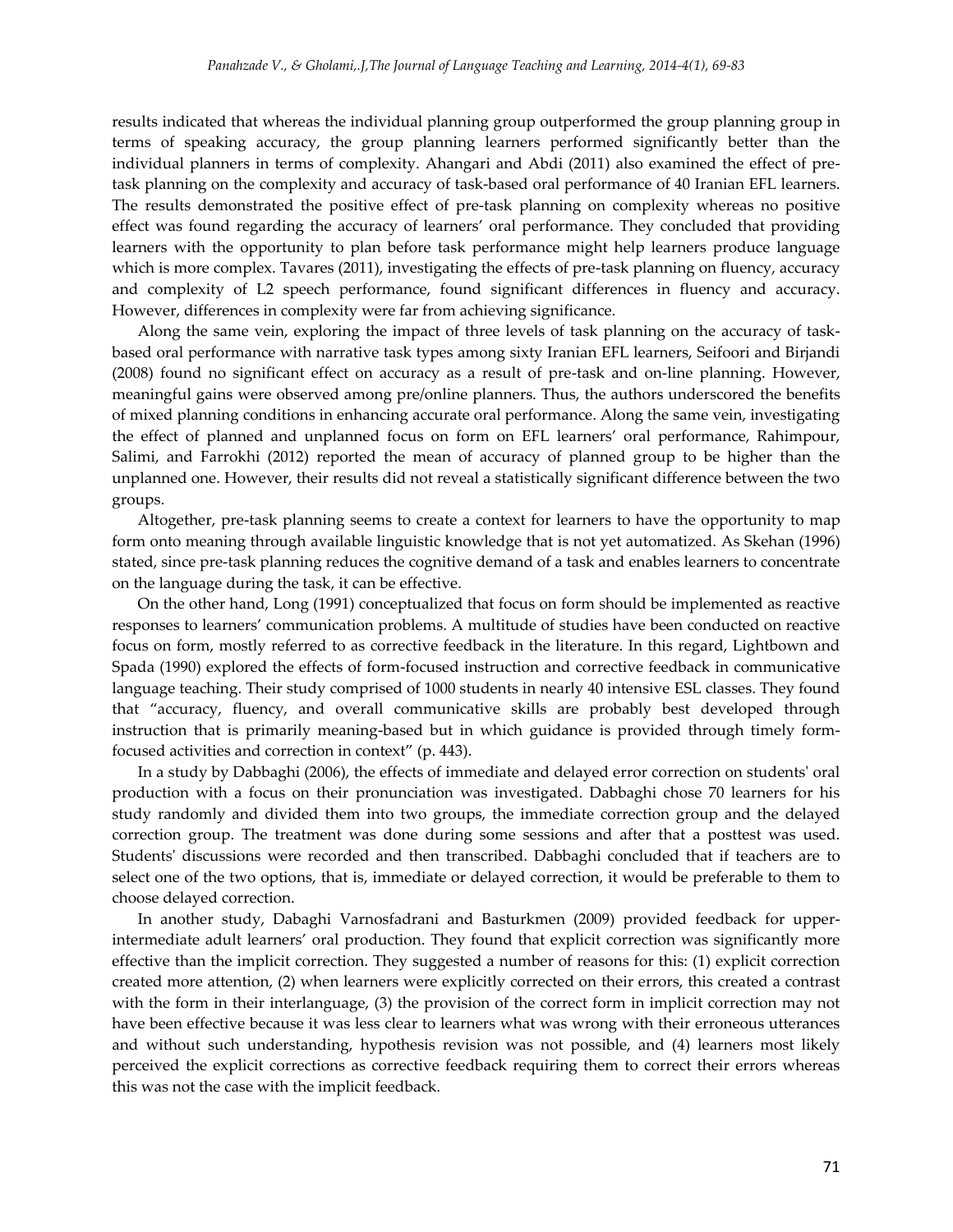results indicated that whereas the individual planning group outperformed the group planning group in terms of speaking accuracy, the group planning learners performed significantly better than the individual planners in terms of complexity. Ahangari and Abdi (2011) also examined the effect of pre-task planning on the complexity and accuracy of task-based oral performance of 40 Iranian EFL learners. The results demonstrated the positive effect of pre-task planning on complexity whereas no positive effect was found regarding the accuracy of learners' oral performance. They concluded that providing learners with the opportunity to plan before task performance might help learners produce language which is more complex. Tavares (2011), investigating the effects of pre-task planning on fluency, accuracy and complexity of L2 speech performance, found significant differences in fluency and accuracy. However, differences in complexity were far from achieving significance.

Along the same vein, exploring the impact of three levels of task planning on the accuracy of task-based oral performance with narrative task types among sixty Iranian EFL learners, Seifoori and Birjandi (2008) found no significant effect on accuracy as a result of pre-task and on-line planning. However, meaningful gains were observed among pre/online planners. Thus, the authors underscored the benefits of mixed planning conditions in enhancing accurate oral performance. Along the same vein, investigating the effect of planned and unplanned focus on form on EFL learners' oral performance, Rahimpour, Salimi, and Farrokhi (2012) reported the mean of accuracy of planned group to be higher than the unplanned one. However, their results did not reveal a statistically significant difference between the two groups.

Altogether, pre-task planning seems to create a context for learners to have the opportunity to map form onto meaning through available linguistic knowledge that is not yet automatized. As Skehan (1996) stated, since pre-task planning reduces the cognitive demand of a task and enables learners to concentrate on the language during the task, it can be effective.

On the other hand, Long (1991) conceptualized that focus on form should be implemented as reactive responses to learners' communication problems. A multitude of studies have been conducted on reactive focus on form, mostly referred to as corrective feedback in the literature. In this regard, Lightbown and Spada (1990) explored the effects of form-focused instruction and corrective feedback in communicative language teaching. Their study comprised of 1000 students in nearly 40 intensive ESL classes. They found that "accuracy, fluency, and overall communicative skills are probably best developed through instruction that is primarily meaning-based but in which guidance is provided through timely form-focused activities and correction in context" (p. 443).

In a study by Dabbaghi (2006), the effects of immediate and delayed error correction on students' oral production with a focus on their pronunciation was investigated. Dabbaghi chose 70 learners for his study randomly and divided them into two groups, the immediate correction group and the delayed correction group. The treatment was done during some sessions and after that a posttest was used. Students' discussions were recorded and then transcribed. Dabbaghi concluded that if teachers are to select one of the two options, that is, immediate or delayed correction, it would be preferable to them to choose delayed correction.

In another study, Dabaghi Varnosfadrani and Basturkmen (2009) provided feedback for upper-intermediate adult learners' oral production. They found that explicit correction was significantly more effective than the implicit correction. They suggested a number of reasons for this: (1) explicit correction created more attention, (2) when learners were explicitly corrected on their errors, this created a contrast with the form in their interlanguage, (3) the provision of the correct form in implicit correction may not have been effective because it was less clear to learners what was wrong with their erroneous utterances and without such understanding, hypothesis revision was not possible, and (4) learners most likely perceived the explicit corrections as corrective feedback requiring them to correct their errors whereas this was not the case with the implicit feedback.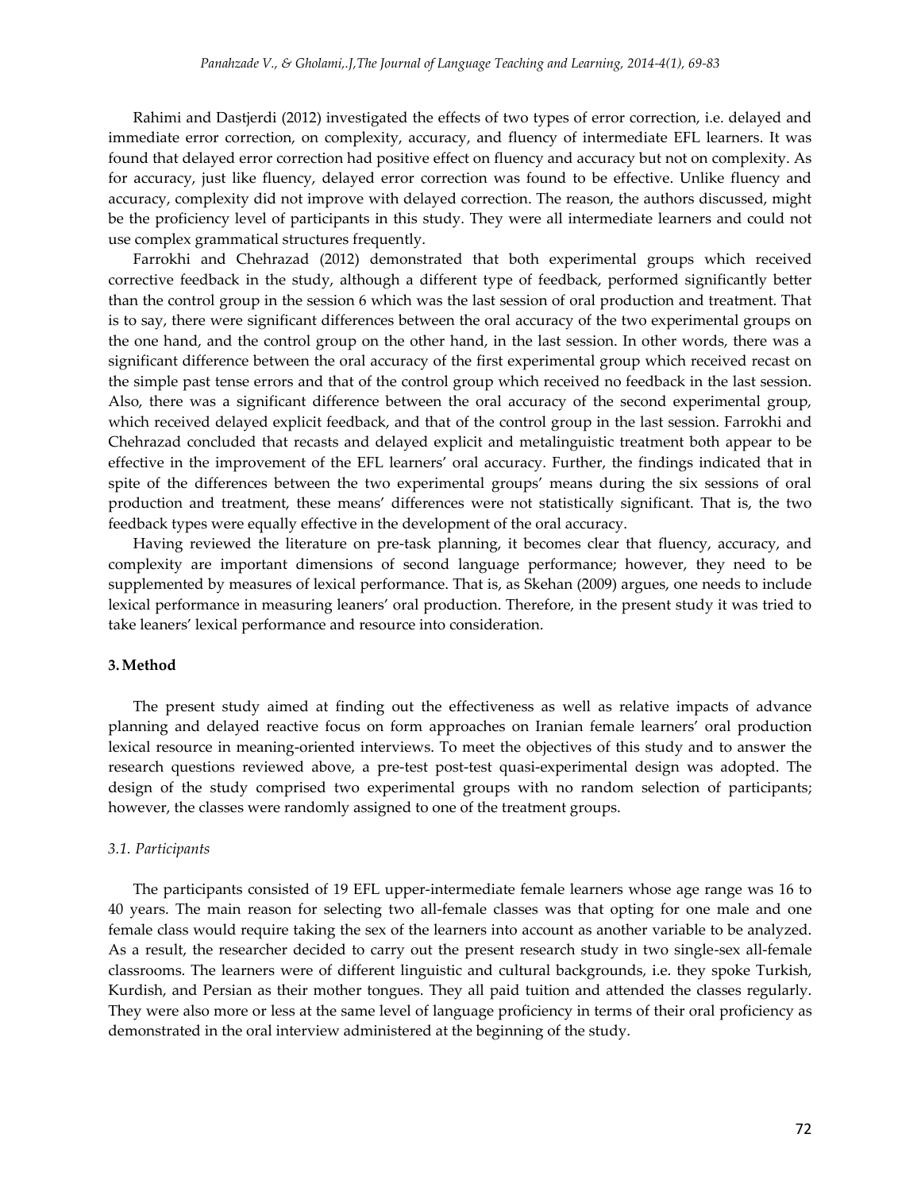Rahimi and Dastjerdi (2012) investigated the effects of two types of error correction, i.e. delayed and immediate error correction, on complexity, accuracy, and fluency of intermediate EFL learners. It was found that delayed error correction had positive effect on fluency and accuracy but not on complexity. As for accuracy, just like fluency, delayed error correction was found to be effective. Unlike fluency and accuracy, complexity did not improve with delayed correction. The reason, the authors discussed, might be the proficiency level of participants in this study. They were all intermediate learners and could not use complex grammatical structures frequently.

Farrokhi and Chehrazad (2012) demonstrated that both experimental groups which received corrective feedback in the study, although a different type of feedback, performed significantly better than the control group in the session 6 which was the last session of oral production and treatment. That is to say, there were significant differences between the oral accuracy of the two experimental groups on the one hand, and the control group on the other hand, in the last session. In other words, there was a significant difference between the oral accuracy of the first experimental group which received recast on the simple past tense errors and that of the control group which received no feedback in the last session. Also, there was a significant difference between the oral accuracy of the second experimental group, which received delayed explicit feedback, and that of the control group in the last session. Farrokhi and Chehrazad concluded that recasts and delayed explicit and metalinguistic treatment both appear to be effective in the improvement of the EFL learners' oral accuracy. Further, the findings indicated that in spite of the differences between the two experimental groups' means during the six sessions of oral production and treatment, these means' differences were not statistically significant. That is, the two feedback types were equally effective in the development of the oral accuracy.

Having reviewed the literature on pre-task planning, it becomes clear that fluency, accuracy, and complexity are important dimensions of second language performance; however, they need to be supplemented by measures of lexical performance. That is, as Skehan (2009) argues, one needs to include lexical performance in measuring leaners' oral production. Therefore, in the present study it was tried to take leaners' lexical performance and resource into consideration.

## 3. Method

The present study aimed at finding out the effectiveness as well as relative impacts of advance planning and delayed reactive focus on form approaches on Iranian female learners' oral production lexical resource in meaning-oriented interviews. To meet the objectives of this study and to answer the research questions reviewed above, a pre-test post-test quasi-experimental design was adopted. The design of the study comprised two experimental groups with no random selection of participants; however, the classes were randomly assigned to one of the treatment groups.

### *3.1. Participants*

The participants consisted of 19 EFL upper-intermediate female learners whose age range was 16 to 40 years. The main reason for selecting two all-female classes was that opting for one male and one female class would require taking the sex of the learners into account as another variable to be analyzed. As a result, the researcher decided to carry out the present research study in two single-sex all-female classrooms. The learners were of different linguistic and cultural backgrounds, i.e. they spoke Turkish, Kurdish, and Persian as their mother tongues. They all paid tuition and attended the classes regularly. They were also more or less at the same level of language proficiency in terms of their oral proficiency as demonstrated in the oral interview administered at the beginning of the study.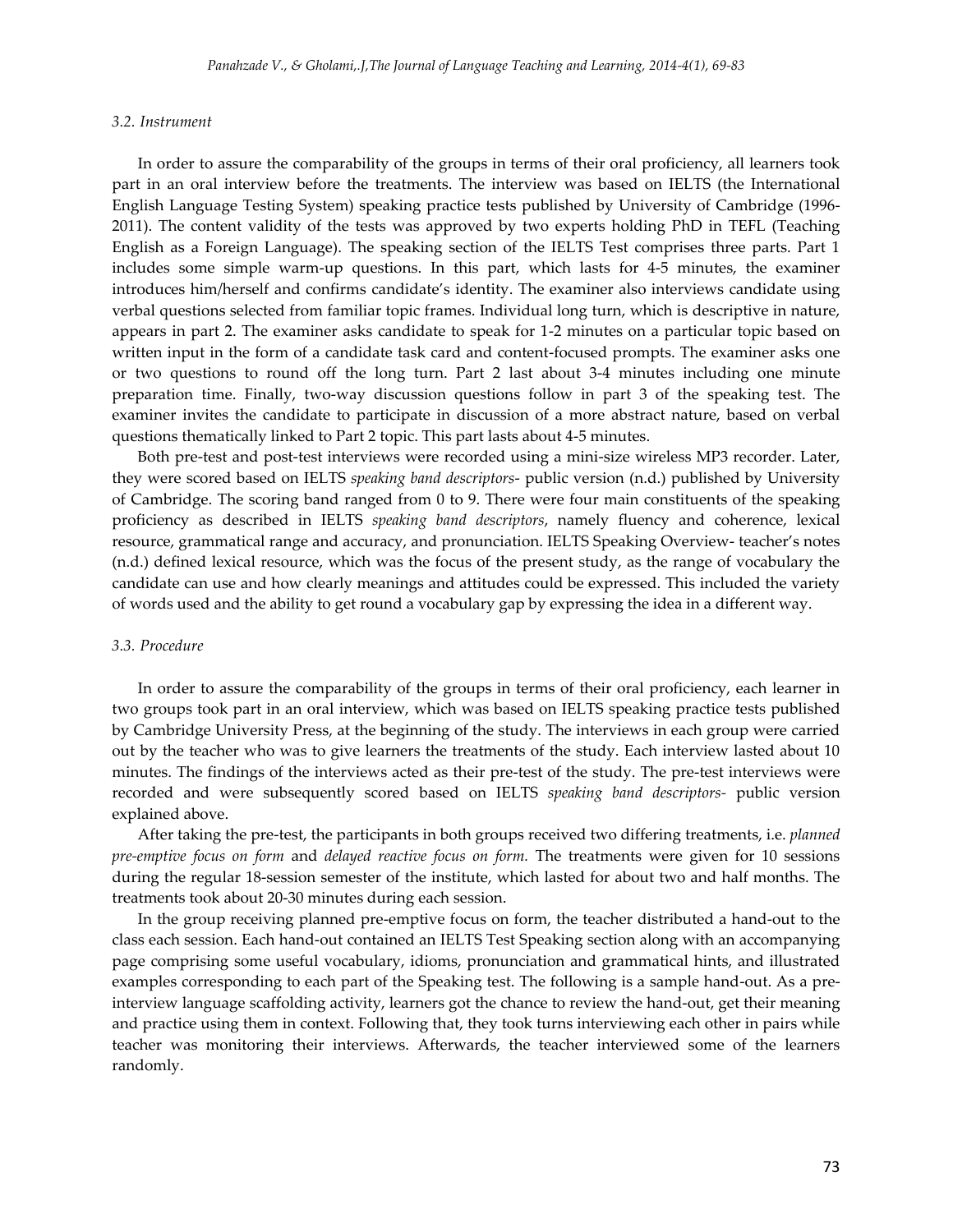### *3.2. Instrument*

In order to assure the comparability of the groups in terms of their oral proficiency, all learners took part in an oral interview before the treatments. The interview was based on IELTS (the International English Language Testing System) speaking practice tests published by University of Cambridge (1996-2011). The content validity of the tests was approved by two experts holding PhD in TEFL (Teaching English as a Foreign Language). The speaking section of the IELTS Test comprises three parts. Part 1 includes some simple warm-up questions. In this part, which lasts for 4-5 minutes, the examiner introduces him/herself and confirms candidate's identity. The examiner also interviews candidate using verbal questions selected from familiar topic frames. Individual long turn, which is descriptive in nature, appears in part 2. The examiner asks candidate to speak for 1-2 minutes on a particular topic based on written input in the form of a candidate task card and content-focused prompts. The examiner asks one or two questions to round off the long turn. Part 2 last about 3-4 minutes including one minute preparation time. Finally, two-way discussion questions follow in part 3 of the speaking test. The examiner invites the candidate to participate in discussion of a more abstract nature, based on verbal questions thematically linked to Part 2 topic. This part lasts about 4-5 minutes.

Both pre-test and post-test interviews were recorded using a mini-size wireless MP3 recorder. Later, they were scored based on IELTS *speaking band descriptors*- public version (n.d.) published by University of Cambridge. The scoring band ranged from 0 to 9. There were four main constituents of the speaking proficiency as described in IELTS *speaking band descriptors*, namely fluency and coherence, lexical resource, grammatical range and accuracy, and pronunciation. IELTS Speaking Overview- teacher's notes (n.d.) defined lexical resource, which was the focus of the present study, as the range of vocabulary the candidate can use and how clearly meanings and attitudes could be expressed. This included the variety of words used and the ability to get round a vocabulary gap by expressing the idea in a different way.

### *3.3. Procedure*

In order to assure the comparability of the groups in terms of their oral proficiency, each learner in two groups took part in an oral interview, which was based on IELTS speaking practice tests published by Cambridge University Press, at the beginning of the study. The interviews in each group were carried out by the teacher who was to give learners the treatments of the study. Each interview lasted about 10 minutes. The findings of the interviews acted as their pre-test of the study. The pre-test interviews were recorded and were subsequently scored based on IELTS *speaking band descriptors-* public version explained above.

After taking the pre-test, the participants in both groups received two differing treatments, i.e. *planned pre-emptive focus on form* and *delayed reactive focus on form.* The treatments were given for 10 sessions during the regular 18-session semester of the institute, which lasted for about two and half months. The treatments took about 20-30 minutes during each session.

In the group receiving planned pre-emptive focus on form, the teacher distributed a hand-out to the class each session. Each hand-out contained an IELTS Test Speaking section along with an accompanying page comprising some useful vocabulary, idioms, pronunciation and grammatical hints, and illustrated examples corresponding to each part of the Speaking test. The following is a sample hand-out. As a pre-interview language scaffolding activity, learners got the chance to review the hand-out, get their meaning and practice using them in context. Following that, they took turns interviewing each other in pairs while teacher was monitoring their interviews. Afterwards, the teacher interviewed some of the learners randomly.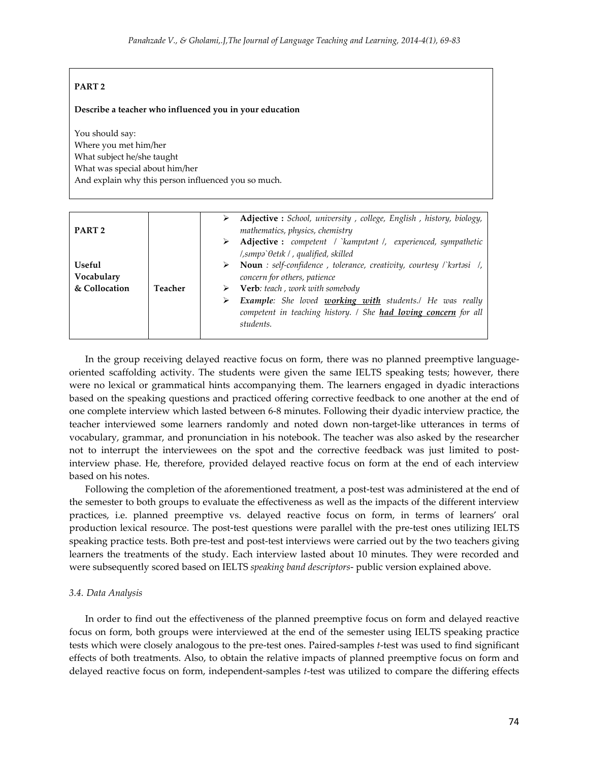**PART 2**

**Describe a teacher who influenced you in your education**

You should say:
Where you met him/her
What subject he/she taught
What was special about him/her
And explain why this person influenced you so much.

| | | |
|---|---|---|
| **PART 2**<br><br>**Useful Vocabulary & Collocation** | **Teacher** | ➢ **Adjective :** *School, university , college, English , history, biology, mathematics, physics, chemistry*<br>➢ **Adjective :** *competent / `kampıtənt /, experienced, sympathetic /,sımpə`θetık / , qualified, skilled*<br>➢ **Noun** *: self-confidence , tolerance, creativity, courtesy /`kɜrtəsi /, concern for others, patience*<br>➢ **Verb***: teach , work with somebody*<br>➢ ***Example****: She loved* ***working with*** *students./ He was really competent in teaching history. / She* ***had loving concern*** *for all students.* |

In the group receiving delayed reactive focus on form, there was no planned preemptive language-oriented scaffolding activity. The students were given the same IELTS speaking tests; however, there were no lexical or grammatical hints accompanying them. The learners engaged in dyadic interactions based on the speaking questions and practiced offering corrective feedback to one another at the end of one complete interview which lasted between 6-8 minutes. Following their dyadic interview practice, the teacher interviewed some learners randomly and noted down non-target-like utterances in terms of vocabulary, grammar, and pronunciation in his notebook. The teacher was also asked by the researcher not to interrupt the interviewees on the spot and the corrective feedback was just limited to post-interview phase. He, therefore, provided delayed reactive focus on form at the end of each interview based on his notes.

Following the completion of the aforementioned treatment, a post-test was administered at the end of the semester to both groups to evaluate the effectiveness as well as the impacts of the different interview practices, i.e. planned preemptive vs. delayed reactive focus on form, in terms of learners' oral production lexical resource. The post-test questions were parallel with the pre-test ones utilizing IELTS speaking practice tests. Both pre-test and post-test interviews were carried out by the two teachers giving learners the treatments of the study. Each interview lasted about 10 minutes. They were recorded and were subsequently scored based on IELTS *speaking band descriptors*- public version explained above.

### *3.4. Data Analysis*

In order to find out the effectiveness of the planned preemptive focus on form and delayed reactive focus on form, both groups were interviewed at the end of the semester using IELTS speaking practice tests which were closely analogous to the pre-test ones. Paired-samples *t*-test was used to find significant effects of both treatments. Also, to obtain the relative impacts of planned preemptive focus on form and delayed reactive focus on form, independent-samples *t*-test was utilized to compare the differing effects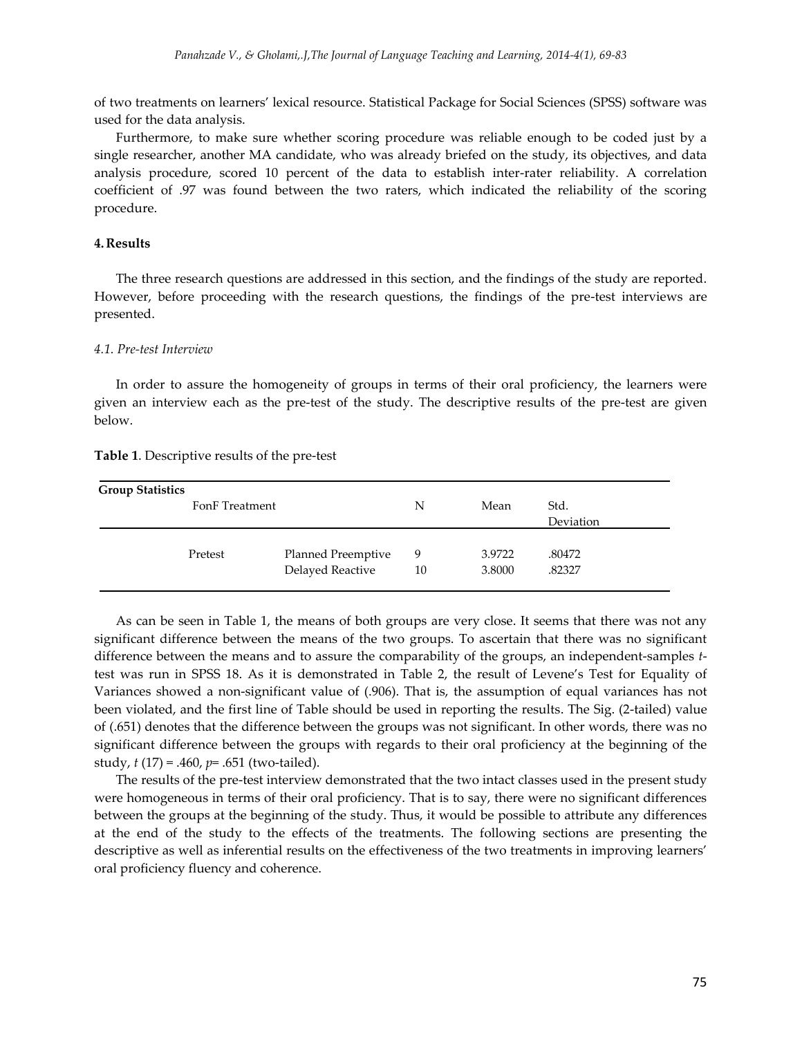of two treatments on learners' lexical resource. Statistical Package for Social Sciences (SPSS) software was used for the data analysis.

Furthermore, to make sure whether scoring procedure was reliable enough to be coded just by a single researcher, another MA candidate, who was already briefed on the study, its objectives, and data analysis procedure, scored 10 percent of the data to establish inter-rater reliability. A correlation coefficient of .97 was found between the two raters, which indicated the reliability of the scoring procedure.

## 4. Results

The three research questions are addressed in this section, and the findings of the study are reported. However, before proceeding with the research questions, the findings of the pre-test interviews are presented.

### *4.1. Pre-test Interview*

In order to assure the homogeneity of groups in terms of their oral proficiency, the learners were given an interview each as the pre-test of the study. The descriptive results of the pre-test are given below.

**Table 1**. Descriptive results of the pre-test

| **Group Statistics** | | | | |
|---|---|---|---|---|
| FonF Treatment | | N | Mean | Std. Deviation |
| Pretest | Planned Preemptive | 9 | 3.9722 | .80472 |
| | Delayed Reactive | 10 | 3.8000 | .82327 |

As can be seen in Table 1, the means of both groups are very close. It seems that there was not any significant difference between the means of the two groups. To ascertain that there was no significant difference between the means and to assure the comparability of the groups, an independent-samples *t*-test was run in SPSS 18. As it is demonstrated in Table 2, the result of Levene's Test for Equality of Variances showed a non-significant value of (.906). That is, the assumption of equal variances has not been violated, and the first line of Table should be used in reporting the results. The Sig. (2-tailed) value of (.651) denotes that the difference between the groups was not significant. In other words, there was no significant difference between the groups with regards to their oral proficiency at the beginning of the study, $t\ (17) = .460$, $p = .651$ (two-tailed).

The results of the pre-test interview demonstrated that the two intact classes used in the present study were homogeneous in terms of their oral proficiency. That is to say, there were no significant differences between the groups at the beginning of the study. Thus, it would be possible to attribute any differences at the end of the study to the effects of the treatments. The following sections are presenting the descriptive as well as inferential results on the effectiveness of the two treatments in improving learners' oral proficiency fluency and coherence.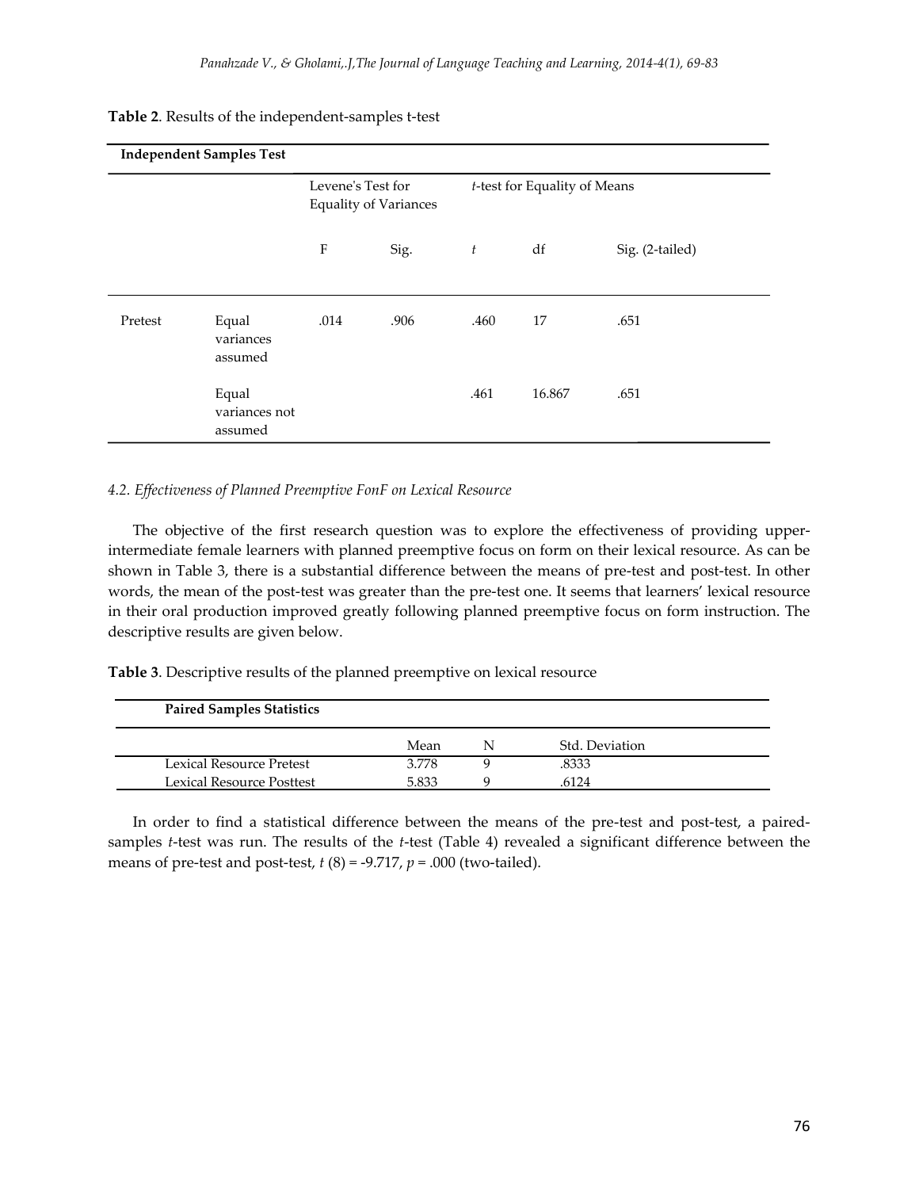**Table 2**. Results of the independent-samples t-test

| Independent Samples Test | | | | | | |
|---|---|---|---|---|---|---|
| | | Levene's Test for Equality of Variances | | *t*-test for Equality of Means | | |
| | | F | Sig. | *t* | df | Sig. (2-tailed) |
| Pretest | Equal variances assumed | .014 | .906 | .460 | 17 | .651 |
| | Equal variances not assumed | | | .461 | 16.867 | .651 |

*4.2. Effectiveness of Planned Preemptive FonF on Lexical Resource*

The objective of the first research question was to explore the effectiveness of providing upper-intermediate female learners with planned preemptive focus on form on their lexical resource. As can be shown in Table 3, there is a substantial difference between the means of pre-test and post-test. In other words, the mean of the post-test was greater than the pre-test one. It seems that learners' lexical resource in their oral production improved greatly following planned preemptive focus on form instruction. The descriptive results are given below.

**Table 3**. Descriptive results of the planned preemptive on lexical resource

| Paired Samples Statistics | | | |
|---|---|---|---|
| | Mean | N | Std. Deviation |
| Lexical Resource Pretest | 3.778 | 9 | .8333 |
| Lexical Resource Posttest | 5.833 | 9 | .6124 |

In order to find a statistical difference between the means of the pre-test and post-test, a paired-samples *t*-test was run. The results of the *t*-test (Table 4) revealed a significant difference between the means of pre-test and post-test, $t$ (8) = -9.717, $p$ = .000 (two-tailed).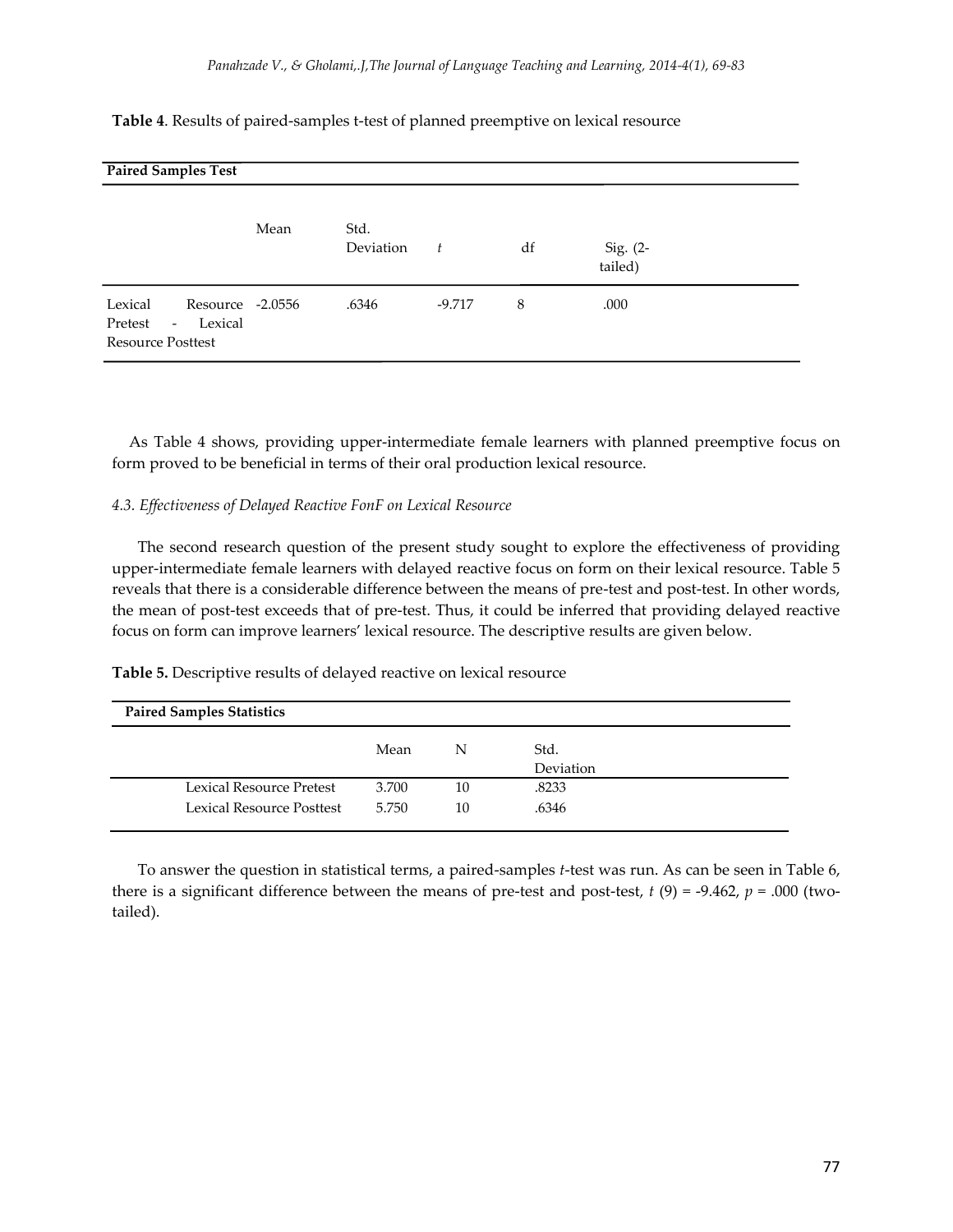**Table 4**. Results of paired-samples t-test of planned preemptive on lexical resource

| **Paired Samples Test** | | | | | |
|---|---|---|---|---|---|
| | Mean | Std. Deviation | *t* | df | Sig. (2-tailed) |
| Lexical Resource Pretest - Lexical Resource Posttest | -2.0556 | .6346 | -9.717 | 8 | .000 |

As Table 4 shows, providing upper-intermediate female learners with planned preemptive focus on form proved to be beneficial in terms of their oral production lexical resource.

### *4.3. Effectiveness of Delayed Reactive FonF on Lexical Resource*

The second research question of the present study sought to explore the effectiveness of providing upper-intermediate female learners with delayed reactive focus on form on their lexical resource. Table 5 reveals that there is a considerable difference between the means of pre-test and post-test. In other words, the mean of post-test exceeds that of pre-test. Thus, it could be inferred that providing delayed reactive focus on form can improve learners' lexical resource. The descriptive results are given below.

**Table 5.** Descriptive results of delayed reactive on lexical resource

| **Paired Samples Statistics** | | | |
|---|---|---|---|
| | Mean | N | Std. Deviation |
| Lexical Resource Pretest | 3.700 | 10 | .8233 |
| Lexical Resource Posttest | 5.750 | 10 | .6346 |

To answer the question in statistical terms, a paired-samples *t*-test was run. As can be seen in Table 6, there is a significant difference between the means of pre-test and post-test, $t$ (9) = -9.462, $p$ = .000 (two-tailed).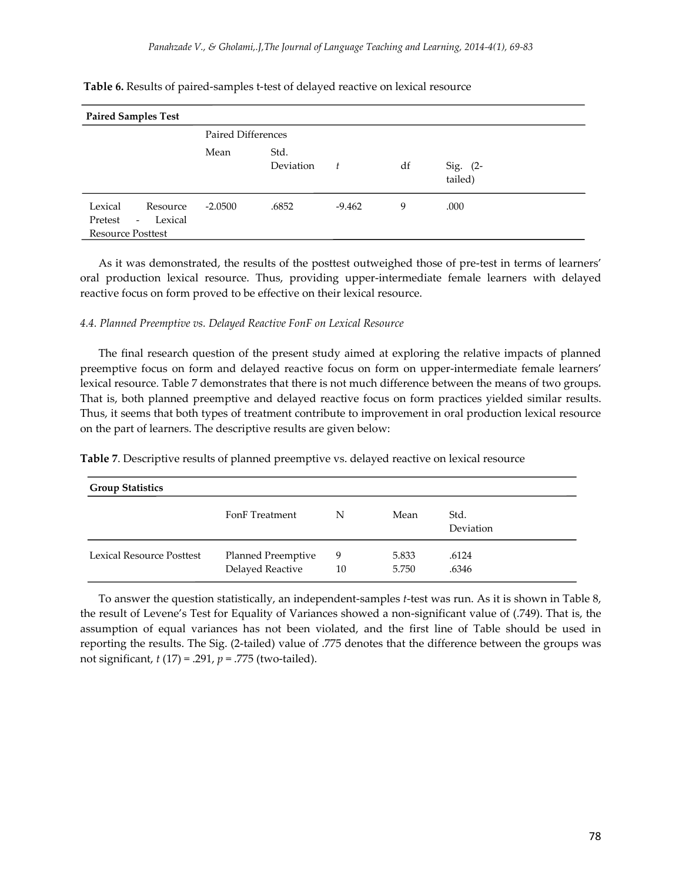**Table 6.** Results of paired-samples t-test of delayed reactive on lexical resource

| Paired Samples Test | | | | | |
|---|---|---|---|---|---|
| | Paired Differences | | | | |
| | Mean | Std. Deviation | *t* | df | Sig. (2-tailed) |
| Lexical Resource Pretest - Lexical Resource Posttest | -2.0500 | .6852 | -9.462 | 9 | .000 |

As it was demonstrated, the results of the posttest outweighed those of pre-test in terms of learners' oral production lexical resource. Thus, providing upper-intermediate female learners with delayed reactive focus on form proved to be effective on their lexical resource.

### *4.4. Planned Preemptive vs. Delayed Reactive FonF on Lexical Resource*

The final research question of the present study aimed at exploring the relative impacts of planned preemptive focus on form and delayed reactive focus on form on upper-intermediate female learners' lexical resource. Table 7 demonstrates that there is not much difference between the means of two groups. That is, both planned preemptive and delayed reactive focus on form practices yielded similar results. Thus, it seems that both types of treatment contribute to improvement in oral production lexical resource on the part of learners. The descriptive results are given below:

**Table 7**. Descriptive results of planned preemptive vs. delayed reactive on lexical resource

| Group Statistics | | | | |
|---|---|---|---|---|
| | FonF Treatment | N | Mean | Std. Deviation |
| Lexical Resource Posttest | Planned Preemptive | 9 | 5.833 | .6124 |
| | Delayed Reactive | 10 | 5.750 | .6346 |

To answer the question statistically, an independent-samples *t*-test was run. As it is shown in Table 8, the result of Levene's Test for Equality of Variances showed a non-significant value of (.749). That is, the assumption of equal variances has not been violated, and the first line of Table should be used in reporting the results. The Sig. (2-tailed) value of .775 denotes that the difference between the groups was not significant, $t$ (17) = .291, $p$ = .775 (two-tailed).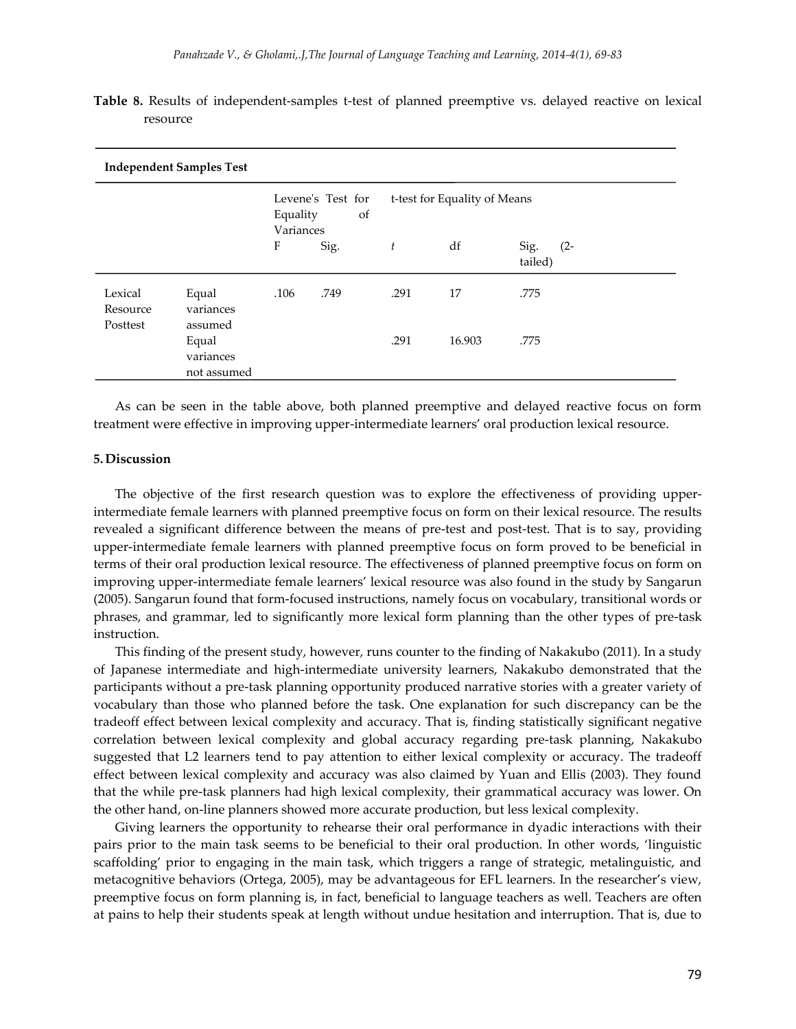**Table 8.** Results of independent-samples t-test of planned preemptive vs. delayed reactive on lexical resource

| Independent Samples Test | | | | | | |
|---|---|---|---|---|---|---|
| | | Levene's Test for Equality of Variances | | t-test for Equality of Means | | |
| | | F | Sig. | *t* | df | Sig. (2-tailed) |
| Lexical Resource Posttest | Equal variances assumed | .106 | .749 | .291 | 17 | .775 |
| | Equal variances not assumed | | | .291 | 16.903 | .775 |

As can be seen in the table above, both planned preemptive and delayed reactive focus on form treatment were effective in improving upper-intermediate learners' oral production lexical resource.

## 5. Discussion

The objective of the first research question was to explore the effectiveness of providing upper-intermediate female learners with planned preemptive focus on form on their lexical resource. The results revealed a significant difference between the means of pre-test and post-test. That is to say, providing upper-intermediate female learners with planned preemptive focus on form proved to be beneficial in terms of their oral production lexical resource. The effectiveness of planned preemptive focus on form on improving upper-intermediate female learners' lexical resource was also found in the study by Sangarun (2005). Sangarun found that form-focused instructions, namely focus on vocabulary, transitional words or phrases, and grammar, led to significantly more lexical form planning than the other types of pre-task instruction.

This finding of the present study, however, runs counter to the finding of Nakakubo (2011). In a study of Japanese intermediate and high-intermediate university learners, Nakakubo demonstrated that the participants without a pre-task planning opportunity produced narrative stories with a greater variety of vocabulary than those who planned before the task. One explanation for such discrepancy can be the tradeoff effect between lexical complexity and accuracy. That is, finding statistically significant negative correlation between lexical complexity and global accuracy regarding pre-task planning, Nakakubo suggested that L2 learners tend to pay attention to either lexical complexity or accuracy. The tradeoff effect between lexical complexity and accuracy was also claimed by Yuan and Ellis (2003). They found that the while pre-task planners had high lexical complexity, their grammatical accuracy was lower. On the other hand, on-line planners showed more accurate production, but less lexical complexity.

Giving learners the opportunity to rehearse their oral performance in dyadic interactions with their pairs prior to the main task seems to be beneficial to their oral production. In other words, 'linguistic scaffolding' prior to engaging in the main task, which triggers a range of strategic, metalinguistic, and metacognitive behaviors (Ortega, 2005), may be advantageous for EFL learners. In the researcher's view, preemptive focus on form planning is, in fact, beneficial to language teachers as well. Teachers are often at pains to help their students speak at length without undue hesitation and interruption. That is, due to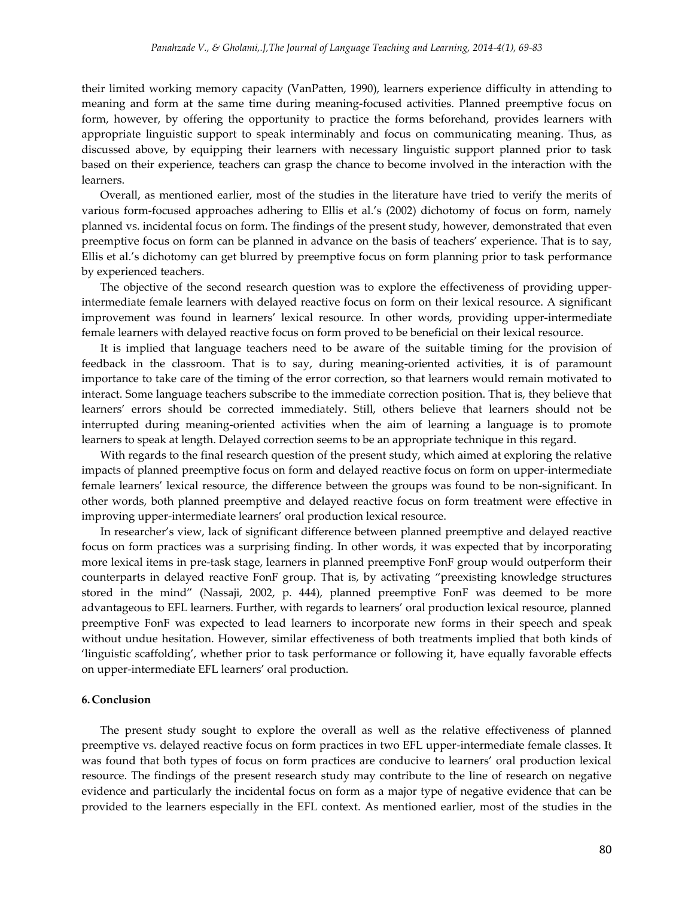their limited working memory capacity (VanPatten, 1990), learners experience difficulty in attending to meaning and form at the same time during meaning-focused activities. Planned preemptive focus on form, however, by offering the opportunity to practice the forms beforehand, provides learners with appropriate linguistic support to speak interminably and focus on communicating meaning. Thus, as discussed above, by equipping their learners with necessary linguistic support planned prior to task based on their experience, teachers can grasp the chance to become involved in the interaction with the learners.

Overall, as mentioned earlier, most of the studies in the literature have tried to verify the merits of various form-focused approaches adhering to Ellis et al.'s (2002) dichotomy of focus on form, namely planned vs. incidental focus on form. The findings of the present study, however, demonstrated that even preemptive focus on form can be planned in advance on the basis of teachers' experience. That is to say, Ellis et al.'s dichotomy can get blurred by preemptive focus on form planning prior to task performance by experienced teachers.

The objective of the second research question was to explore the effectiveness of providing upper-intermediate female learners with delayed reactive focus on form on their lexical resource. A significant improvement was found in learners' lexical resource. In other words, providing upper-intermediate female learners with delayed reactive focus on form proved to be beneficial on their lexical resource.

It is implied that language teachers need to be aware of the suitable timing for the provision of feedback in the classroom. That is to say, during meaning-oriented activities, it is of paramount importance to take care of the timing of the error correction, so that learners would remain motivated to interact. Some language teachers subscribe to the immediate correction position. That is, they believe that learners' errors should be corrected immediately. Still, others believe that learners should not be interrupted during meaning-oriented activities when the aim of learning a language is to promote learners to speak at length. Delayed correction seems to be an appropriate technique in this regard.

With regards to the final research question of the present study, which aimed at exploring the relative impacts of planned preemptive focus on form and delayed reactive focus on form on upper-intermediate female learners' lexical resource, the difference between the groups was found to be non-significant. In other words, both planned preemptive and delayed reactive focus on form treatment were effective in improving upper-intermediate learners' oral production lexical resource.

In researcher's view, lack of significant difference between planned preemptive and delayed reactive focus on form practices was a surprising finding. In other words, it was expected that by incorporating more lexical items in pre-task stage, learners in planned preemptive FonF group would outperform their counterparts in delayed reactive FonF group. That is, by activating "preexisting knowledge structures stored in the mind" (Nassaji, 2002, p. 444), planned preemptive FonF was deemed to be more advantageous to EFL learners. Further, with regards to learners' oral production lexical resource, planned preemptive FonF was expected to lead learners to incorporate new forms in their speech and speak without undue hesitation. However, similar effectiveness of both treatments implied that both kinds of 'linguistic scaffolding', whether prior to task performance or following it, have equally favorable effects on upper-intermediate EFL learners' oral production.

## 6. Conclusion

The present study sought to explore the overall as well as the relative effectiveness of planned preemptive vs. delayed reactive focus on form practices in two EFL upper-intermediate female classes. It was found that both types of focus on form practices are conducive to learners' oral production lexical resource. The findings of the present research study may contribute to the line of research on negative evidence and particularly the incidental focus on form as a major type of negative evidence that can be provided to the learners especially in the EFL context. As mentioned earlier, most of the studies in the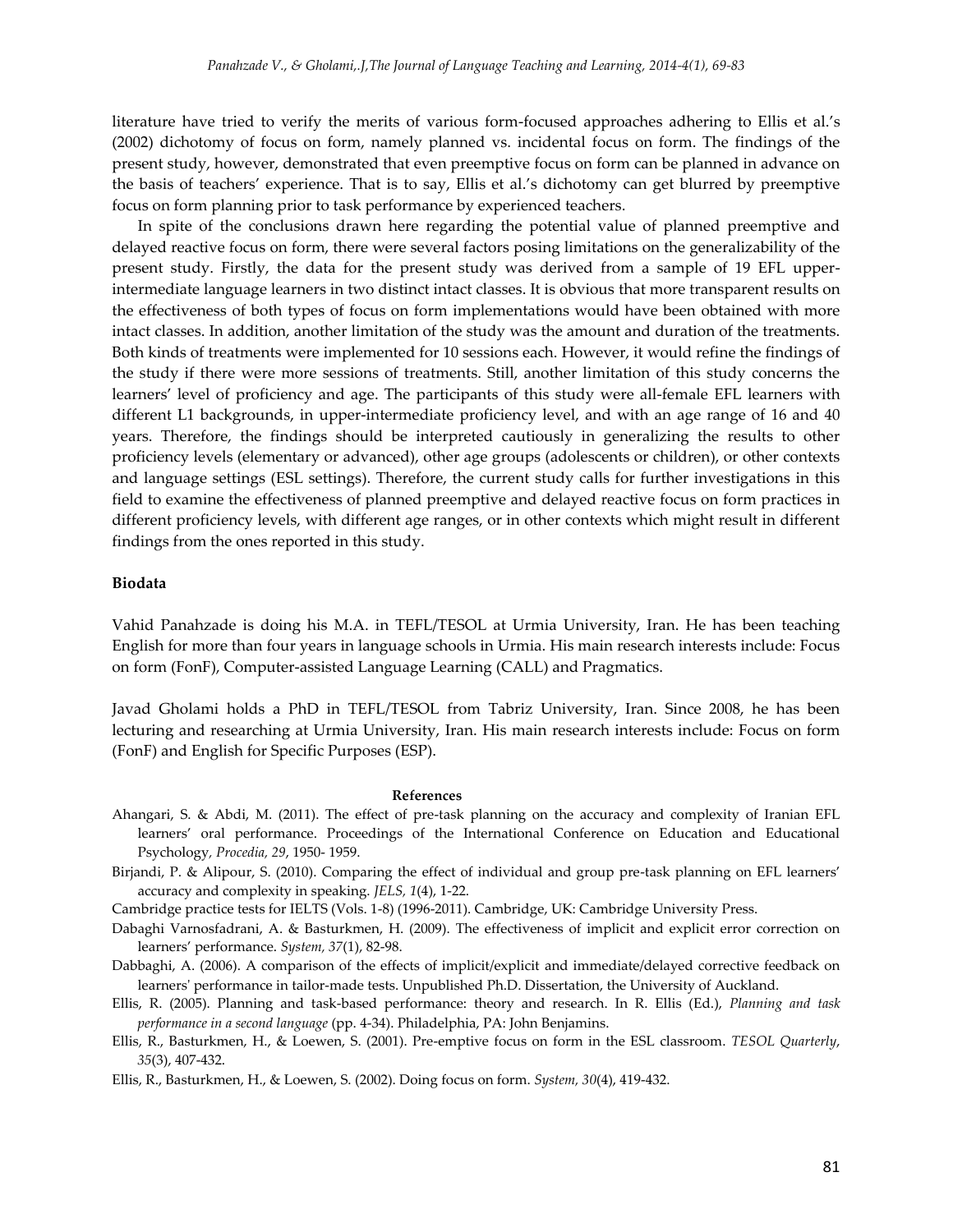literature have tried to verify the merits of various form-focused approaches adhering to Ellis et al.'s (2002) dichotomy of focus on form, namely planned vs. incidental focus on form. The findings of the present study, however, demonstrated that even preemptive focus on form can be planned in advance on the basis of teachers' experience. That is to say, Ellis et al.'s dichotomy can get blurred by preemptive focus on form planning prior to task performance by experienced teachers.

In spite of the conclusions drawn here regarding the potential value of planned preemptive and delayed reactive focus on form, there were several factors posing limitations on the generalizability of the present study. Firstly, the data for the present study was derived from a sample of 19 EFL upper-intermediate language learners in two distinct intact classes. It is obvious that more transparent results on the effectiveness of both types of focus on form implementations would have been obtained with more intact classes. In addition, another limitation of the study was the amount and duration of the treatments. Both kinds of treatments were implemented for 10 sessions each. However, it would refine the findings of the study if there were more sessions of treatments. Still, another limitation of this study concerns the learners' level of proficiency and age. The participants of this study were all-female EFL learners with different L1 backgrounds, in upper-intermediate proficiency level, and with an age range of 16 and 40 years. Therefore, the findings should be interpreted cautiously in generalizing the results to other proficiency levels (elementary or advanced), other age groups (adolescents or children), or other contexts and language settings (ESL settings). Therefore, the current study calls for further investigations in this field to examine the effectiveness of planned preemptive and delayed reactive focus on form practices in different proficiency levels, with different age ranges, or in other contexts which might result in different findings from the ones reported in this study.

**Biodata**

Vahid Panahzade is doing his M.A. in TEFL/TESOL at Urmia University, Iran. He has been teaching English for more than four years in language schools in Urmia. His main research interests include: Focus on form (FonF), Computer-assisted Language Learning (CALL) and Pragmatics.

Javad Gholami holds a PhD in TEFL/TESOL from Tabriz University, Iran. Since 2008, he has been lecturing and researching at Urmia University, Iran. His main research interests include: Focus on form (FonF) and English for Specific Purposes (ESP).

**References**

Ahangari, S. & Abdi, M. (2011). The effect of pre-task planning on the accuracy and complexity of Iranian EFL learners' oral performance. Proceedings of the International Conference on Education and Educational Psychology, *Procedia, 29*, 1950- 1959.

Birjandi, P. & Alipour, S. (2010). Comparing the effect of individual and group pre-task planning on EFL learners' accuracy and complexity in speaking. *JELS, 1*(4), 1-22.

Cambridge practice tests for IELTS (Vols. 1-8) (1996-2011). Cambridge, UK: Cambridge University Press.

Dabaghi Varnosfadrani, A. & Basturkmen, H. (2009). The effectiveness of implicit and explicit error correction on learners' performance. *System, 37*(1), 82-98.

Dabbaghi, A. (2006). A comparison of the effects of implicit/explicit and immediate/delayed corrective feedback on learners' performance in tailor-made tests. Unpublished Ph.D. Dissertation, the University of Auckland.

Ellis, R. (2005). Planning and task-based performance: theory and research. In R. Ellis (Ed.), *Planning and task performance in a second language* (pp. 4-34). Philadelphia, PA: John Benjamins.

Ellis, R., Basturkmen, H., & Loewen, S. (2001). Pre-emptive focus on form in the ESL classroom. *TESOL Quarterly, 35*(3), 407-432.

Ellis, R., Basturkmen, H., & Loewen, S. (2002). Doing focus on form. *System, 30*(4), 419-432.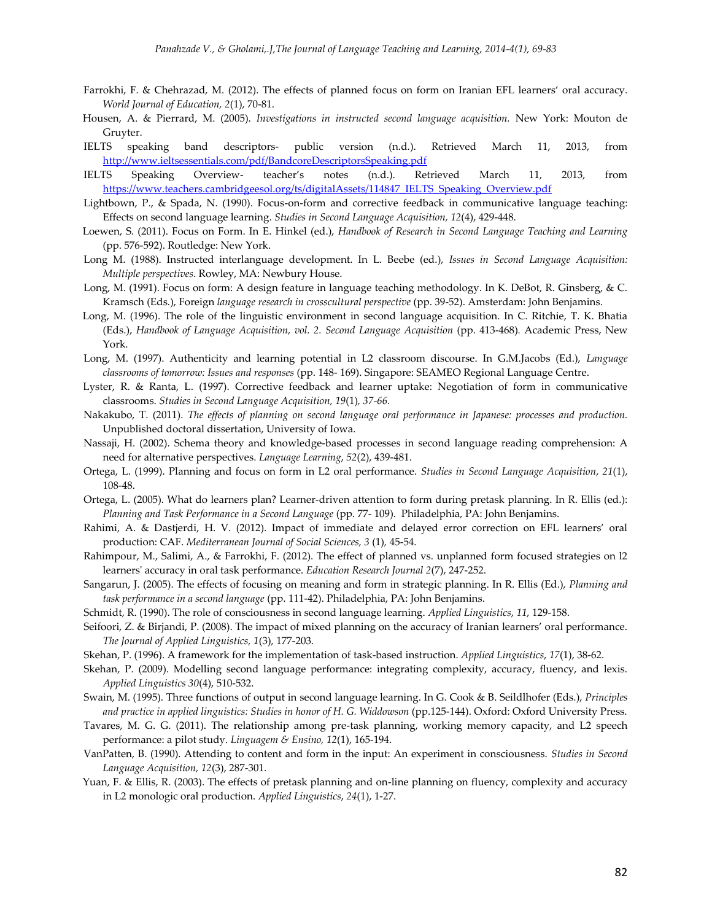Farrokhi, F. & Chehrazad, M. (2012). The effects of planned focus on form on Iranian EFL learners' oral accuracy. *World Journal of Education, 2*(1), 70-81.

Housen, A. & Pierrard, M. (2005). *Investigations in instructed second language acquisition.* New York: Mouton de Gruyter.

IELTS speaking band descriptors- public version (n.d.). Retrieved March 11, 2013, from http://www.ieltsessentials.com/pdf/BandcoreDescriptorsSpeaking.pdf

IELTS Speaking Overview- teacher's notes (n.d.). Retrieved March 11, 2013, from https://www.teachers.cambridgeesol.org/ts/digitalAssets/114847_IELTS_Speaking_Overview.pdf

Lightbown, P., & Spada, N. (1990). Focus-on-form and corrective feedback in communicative language teaching: Effects on second language learning. *Studies in Second Language Acquisition, 12*(4), 429-448.

Loewen, S. (2011). Focus on Form. In E. Hinkel (ed.), *Handbook of Research in Second Language Teaching and Learning* (pp. 576-592). Routledge: New York.

Long M. (1988). Instructed interlanguage development. In L. Beebe (ed.), *Issues in Second Language Acquisition: Multiple perspectives*. Rowley, MA: Newbury House.

Long, M. (1991). Focus on form: A design feature in language teaching methodology. In K. DeBot, R. Ginsberg, & C. Kramsch (Eds.), Foreign *language research in crosscultural perspective* (pp. 39-52). Amsterdam: John Benjamins.

Long, M. (1996). The role of the linguistic environment in second language acquisition. In C. Ritchie, T. K. Bhatia (Eds.), *Handbook of Language Acquisition, vol. 2. Second Language Acquisition* (pp. 413-468). Academic Press, New York.

Long, M. (1997). Authenticity and learning potential in L2 classroom discourse. In G.M.Jacobs (Ed.), *Language classrooms of tomorrow: Issues and responses* (pp. 148- 169). Singapore: SEAMEO Regional Language Centre.

Lyster, R. & Ranta, L. (1997). Corrective feedback and learner uptake: Negotiation of form in communicative classrooms. *Studies in Second Language Acquisition, 19*(1), *37-66*.

Nakakubo, T. (2011). *The effects of planning on second language oral performance in Japanese: processes and production.* Unpublished doctoral dissertation, University of Iowa.

Nassaji, H. (2002). Schema theory and knowledge-based processes in second language reading comprehension: A need for alternative perspectives. *Language Learning*, *52*(2), 439-481.

Ortega, L. (1999). Planning and focus on form in L2 oral performance. *Studies in Second Language Acquisition*, *21*(1), 108-48.

Ortega, L. (2005). What do learners plan? Learner-driven attention to form during pretask planning. In R. Ellis (ed.): *Planning and Task Performance in a Second Language* (pp. 77- 109). Philadelphia, PA: John Benjamins.

Rahimi, A. & Dastjerdi, H. V. (2012). Impact of immediate and delayed error correction on EFL learners' oral production: CAF. *Mediterranean Journal of Social Sciences, 3* (1), 45-54.

Rahimpour, M., Salimi, A., & Farrokhi, F. (2012). The effect of planned vs. unplanned form focused strategies on l2 learners' accuracy in oral task performance. *Education Research Journal 2*(7), 247-252.

Sangarun, J. (2005). The effects of focusing on meaning and form in strategic planning. In R. Ellis (Ed.), *Planning and task performance in a second language* (pp. 111-42). Philadelphia, PA: John Benjamins.

Schmidt, R. (1990). The role of consciousness in second language learning. *Applied Linguistics*, *11*, 129-158.

Seifoori, Z. & Birjandi, P. (2008). The impact of mixed planning on the accuracy of Iranian learners' oral performance. *The Journal of Applied Linguistics, 1*(3), 177-203.

Skehan, P. (1996). A framework for the implementation of task-based instruction. *Applied Linguistics*, *17*(1), 38-62.

Skehan, P. (2009). Modelling second language performance: integrating complexity, accuracy, fluency, and lexis. *Applied Linguistics 30*(4), 510-532.

Swain, M. (1995). Three functions of output in second language learning. In G. Cook & B. Seildlhofer (Eds.), *Principles and practice in applied linguistics: Studies in honor of H. G. Widdowson* (pp.125-144). Oxford: Oxford University Press.

Tavares, M. G. G. (2011). The relationship among pre-task planning, working memory capacity, and L2 speech performance: a pilot study. *Linguagem & Ensino, 12*(1), 165-194.

VanPatten, B. (1990). Attending to content and form in the input: An experiment in consciousness. *Studies in Second Language Acquisition, 12*(3), 287-301.

Yuan, F. & Ellis, R. (2003). The effects of pretask planning and on-line planning on fluency, complexity and accuracy in L2 monologic oral production. *Applied Linguistics*, *24*(1), 1-27.